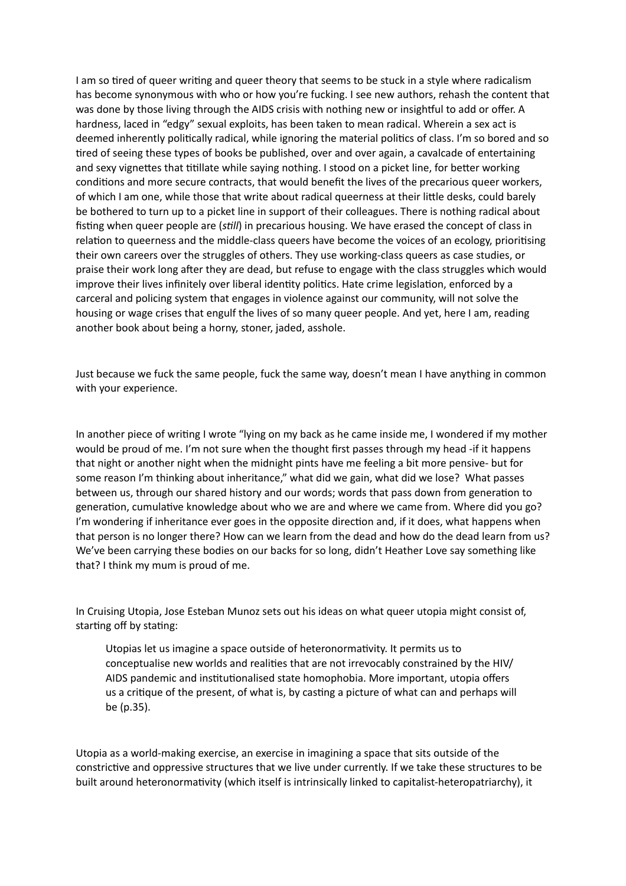I am so tired of queer writing and queer theory that seems to be stuck in a style where radicalism has become synonymous with who or how you're fucking. I see new authors, rehash the content that was done by those living through the AIDS crisis with nothing new or insightful to add or offer. A hardness, laced in "edgy" sexual exploits, has been taken to mean radical. Wherein a sex act is deemed inherently politically radical, while ignoring the material politics of class. I'm so bored and so tired of seeing these types of books be published, over and over again, a cavalcade of entertaining and sexy vignettes that titillate while saying nothing. I stood on a picket line, for better working conditions and more secure contracts, that would benefit the lives of the precarious queer workers, of which I am one, while those that write about radical queerness at their little desks, could barely be bothered to turn up to a picket line in support of their colleagues. There is nothing radical about fisting when queer people are (*still*) in precarious housing. We have erased the concept of class in relation to queerness and the middle-class queers have become the voices of an ecology, prioritising their own careers over the struggles of others. They use working-class queers as case studies, or praise their work long after they are dead, but refuse to engage with the class struggles which would improve their lives infinitely over liberal identity politics. Hate crime legislation, enforced by a carceral and policing system that engages in violence against our community, will not solve the housing or wage crises that engulf the lives of so many queer people. And yet, here I am, reading another book about being a horny, stoner, jaded, asshole.

Just because we fuck the same people, fuck the same way, doesn't mean I have anything in common with your experience.

In another piece of writing I wrote "lying on my back as he came inside me, I wondered if my mother would be proud of me. I'm not sure when the thought first passes through my head -if it happens that night or another night when the midnight pints have me feeling a bit more pensive- but for some reason I'm thinking about inheritance," what did we gain, what did we lose? What passes between us, through our shared history and our words; words that pass down from generation to generation, cumulative knowledge about who we are and where we came from. Where did you go? I'm wondering if inheritance ever goes in the opposite direction and, if it does, what happens when that person is no longer there? How can we learn from the dead and how do the dead learn from us? We've been carrying these bodies on our backs for so long, didn't Heather Love say something like that? I think my mum is proud of me.

In Cruising Utopia, Jose Esteban Munoz sets out his ideas on what queer utopia might consist of, starting off by stating:

> Utopias let us imagine a space outside of heteronormativity. It permits us to conceptualise new worlds and realities that are not irrevocably constrained by the HIV/AIDS pandemic and institutionalised state homophobia. More important, utopia offers us a critique of the present, of what is, by casting a picture of what can and perhaps will be (p.35).

Utopia as a world-making exercise, an exercise in imagining a space that sits outside of the constrictive and oppressive structures that we live under currently. If we take these structures to be built around heteronormativity (which itself is intrinsically linked to capitalist-heteropatriarchy), it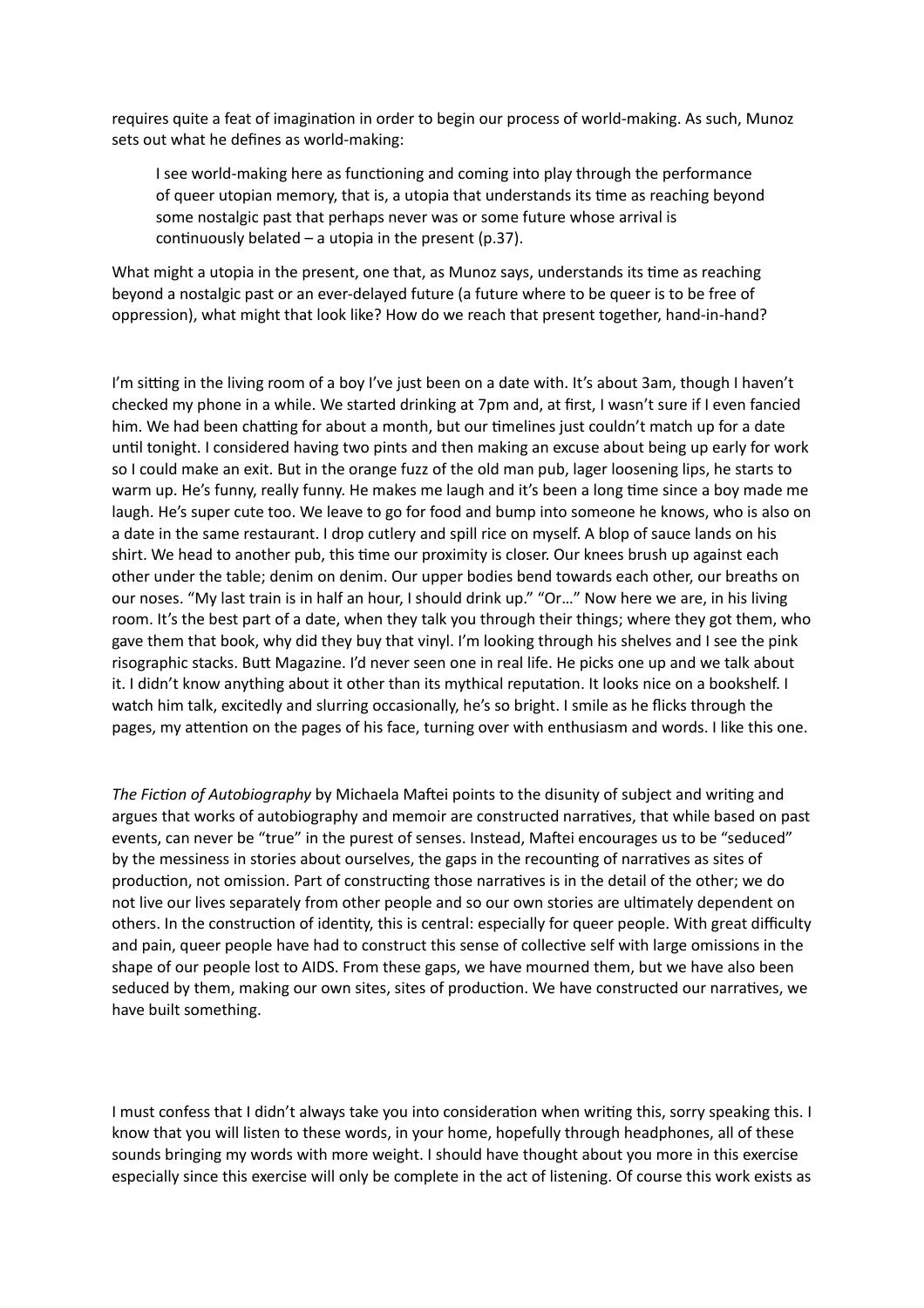requires quite a feat of imagination in order to begin our process of world-making. As such, Munoz sets out what he defines as world-making:

> I see world-making here as functioning and coming into play through the performance of queer utopian memory, that is, a utopia that understands its time as reaching beyond some nostalgic past that perhaps never was or some future whose arrival is continuously belated – a utopia in the present (p.37).

What might a utopia in the present, one that, as Munoz says, understands its time as reaching beyond a nostalgic past or an ever-delayed future (a future where to be queer is to be free of oppression), what might that look like? How do we reach that present together, hand-in-hand?

I'm sitting in the living room of a boy I've just been on a date with. It's about 3am, though I haven't checked my phone in a while. We started drinking at 7pm and, at first, I wasn't sure if I even fancied him. We had been chatting for about a month, but our timelines just couldn't match up for a date until tonight. I considered having two pints and then making an excuse about being up early for work so I could make an exit. But in the orange fuzz of the old man pub, lager loosening lips, he starts to warm up. He's funny, really funny. He makes me laugh and it's been a long time since a boy made me laugh. He's super cute too. We leave to go for food and bump into someone he knows, who is also on a date in the same restaurant. I drop cutlery and spill rice on myself. A blop of sauce lands on his shirt. We head to another pub, this time our proximity is closer. Our knees brush up against each other under the table; denim on denim. Our upper bodies bend towards each other, our breaths on our noses. "My last train is in half an hour, I should drink up." "Or…" Now here we are, in his living room. It's the best part of a date, when they talk you through their things; where they got them, who gave them that book, why did they buy that vinyl. I'm looking through his shelves and I see the pink risographic stacks. Butt Magazine. I'd never seen one in real life. He picks one up and we talk about it. I didn't know anything about it other than its mythical reputation. It looks nice on a bookshelf. I watch him talk, excitedly and slurring occasionally, he's so bright. I smile as he flicks through the pages, my attention on the pages of his face, turning over with enthusiasm and words. I like this one.

*The Fiction of Autobiography* by Michaela Maftei points to the disunity of subject and writing and argues that works of autobiography and memoir are constructed narratives, that while based on past events, can never be "true" in the purest of senses. Instead, Maftei encourages us to be "seduced" by the messiness in stories about ourselves, the gaps in the recounting of narratives as sites of production, not omission. Part of constructing those narratives is in the detail of the other; we do not live our lives separately from other people and so our own stories are ultimately dependent on others. In the construction of identity, this is central: especially for queer people. With great difficulty and pain, queer people have had to construct this sense of collective self with large omissions in the shape of our people lost to AIDS. From these gaps, we have mourned them, but we have also been seduced by them, making our own sites, sites of production. We have constructed our narratives, we have built something.

I must confess that I didn't always take you into consideration when writing this, sorry speaking this. I know that you will listen to these words, in your home, hopefully through headphones, all of these sounds bringing my words with more weight. I should have thought about you more in this exercise especially since this exercise will only be complete in the act of listening. Of course this work exists as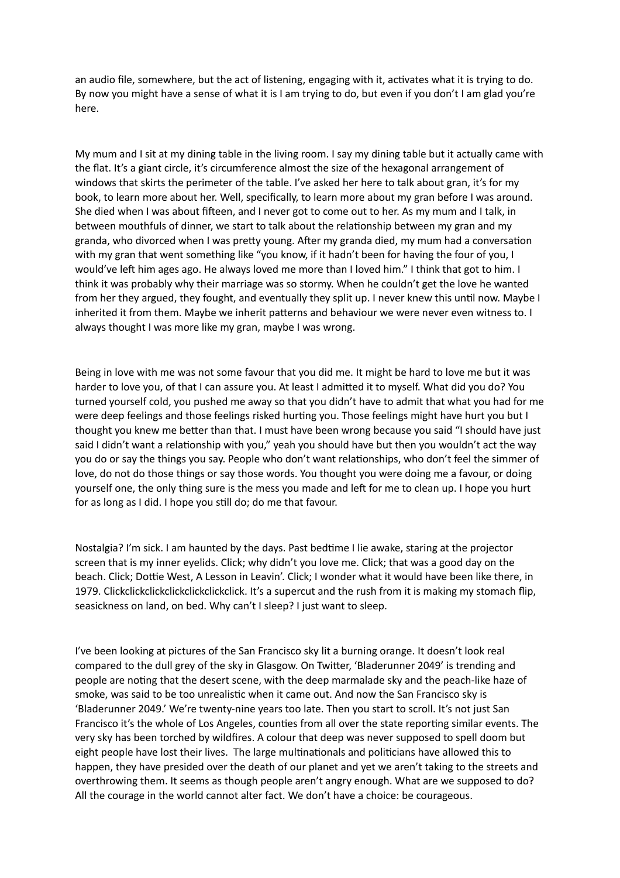an audio file, somewhere, but the act of listening, engaging with it, activates what it is trying to do. By now you might have a sense of what it is I am trying to do, but even if you don't I am glad you're here.

My mum and I sit at my dining table in the living room. I say my dining table but it actually came with the flat. It's a giant circle, it's circumference almost the size of the hexagonal arrangement of windows that skirts the perimeter of the table. I've asked her here to talk about gran, it's for my book, to learn more about her. Well, specifically, to learn more about my gran before I was around. She died when I was about fifteen, and I never got to come out to her. As my mum and I talk, in between mouthfuls of dinner, we start to talk about the relationship between my gran and my granda, who divorced when I was pretty young. After my granda died, my mum had a conversation with my gran that went something like "you know, if it hadn't been for having the four of you, I would've left him ages ago. He always loved me more than I loved him." I think that got to him. I think it was probably why their marriage was so stormy. When he couldn't get the love he wanted from her they argued, they fought, and eventually they split up. I never knew this until now. Maybe I inherited it from them. Maybe we inherit patterns and behaviour we were never even witness to. I always thought I was more like my gran, maybe I was wrong.

Being in love with me was not some favour that you did me. It might be hard to love me but it was harder to love you, of that I can assure you. At least I admitted it to myself. What did you do? You turned yourself cold, you pushed me away so that you didn't have to admit that what you had for me were deep feelings and those feelings risked hurting you. Those feelings might have hurt you but I thought you knew me better than that. I must have been wrong because you said "I should have just said I didn't want a relationship with you," yeah you should have but then you wouldn't act the way you do or say the things you say. People who don't want relationships, who don't feel the simmer of love, do not do those things or say those words. You thought you were doing me a favour, or doing yourself one, the only thing sure is the mess you made and left for me to clean up. I hope you hurt for as long as I did. I hope you still do; do me that favour.

Nostalgia? I'm sick. I am haunted by the days. Past bedtime I lie awake, staring at the projector screen that is my inner eyelids. Click; why didn't you love me. Click; that was a good day on the beach. Click; Dottie West, A Lesson in Leavin'. Click; I wonder what it would have been like there, in 1979. Clickclickclickclickclickclickclick. It's a supercut and the rush from it is making my stomach flip, seasickness on land, on bed. Why can't I sleep? I just want to sleep.

I've been looking at pictures of the San Francisco sky lit a burning orange. It doesn't look real compared to the dull grey of the sky in Glasgow. On Twitter, 'Bladerunner 2049' is trending and people are noting that the desert scene, with the deep marmalade sky and the peach-like haze of smoke, was said to be too unrealistic when it came out. And now the San Francisco sky is 'Bladerunner 2049.' We're twenty-nine years too late. Then you start to scroll. It's not just San Francisco it's the whole of Los Angeles, counties from all over the state reporting similar events. The very sky has been torched by wildfires. A colour that deep was never supposed to spell doom but eight people have lost their lives. The large multinationals and politicians have allowed this to happen, they have presided over the death of our planet and yet we aren't taking to the streets and overthrowing them. It seems as though people aren't angry enough. What are we supposed to do? All the courage in the world cannot alter fact. We don't have a choice: be courageous.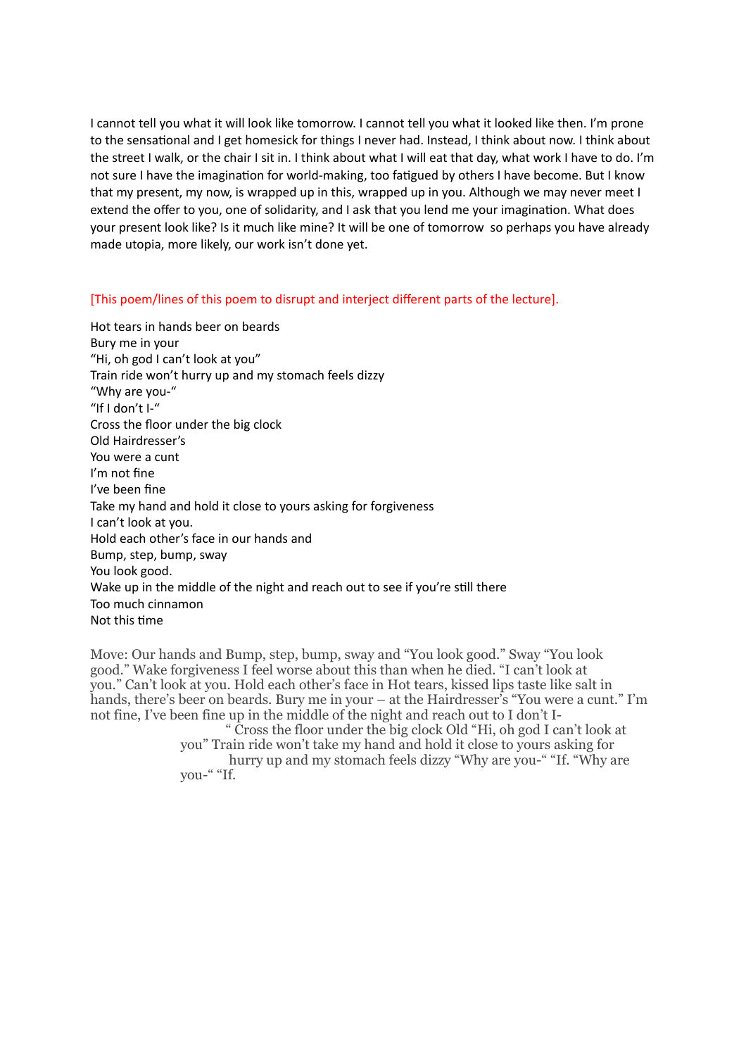I cannot tell you what it will look like tomorrow. I cannot tell you what it looked like then. I'm prone to the sensational and I get homesick for things I never had. Instead, I think about now. I think about the street I walk, or the chair I sit in. I think about what I will eat that day, what work I have to do. I'm not sure I have the imagination for world-making, too fatigued by others I have become. But I know that my present, my now, is wrapped up in this, wrapped up in you. Although we may never meet I extend the offer to you, one of solidarity, and I ask that you lend me your imagination. What does your present look like? Is it much like mine? It will be one of tomorrow so perhaps you have already made utopia, more likely, our work isn't done yet.

[This poem/lines of this poem to disrupt and interject different parts of the lecture].

Hot tears in hands beer on beards  
Bury me in your  
"Hi, oh god I can't look at you"  
Train ride won't hurry up and my stomach feels dizzy  
"Why are you-"  
"If I don't I-"  
Cross the floor under the big clock  
Old Hairdresser's  
You were a cunt  
I'm not fine  
I've been fine  
Take my hand and hold it close to yours asking for forgiveness  
I can't look at you.  
Hold each other's face in our hands and  
Bump, step, bump, sway  
You look good.  
Wake up in the middle of the night and reach out to see if you're still there  
Too much cinnamon  
Not this time

Move: Our hands and Bump, step, bump, sway and "You look good." Sway "You look good." Wake forgiveness I feel worse about this than when he died. "I can't look at you." Can't look at you. Hold each other's face in Hot tears, kissed lips taste like salt in hands, there's beer on beards. Bury me in your – at the Hairdresser's "You were a cunt." I'm not fine, I've been fine up in the middle of the night and reach out to I don't I-

" Cross the floor under the big clock Old "Hi, oh god I can't look at you" Train ride won't take my hand and hold it close to yours asking for hurry up and my stomach feels dizzy "Why are you-" "If. "Why are you-" "If.